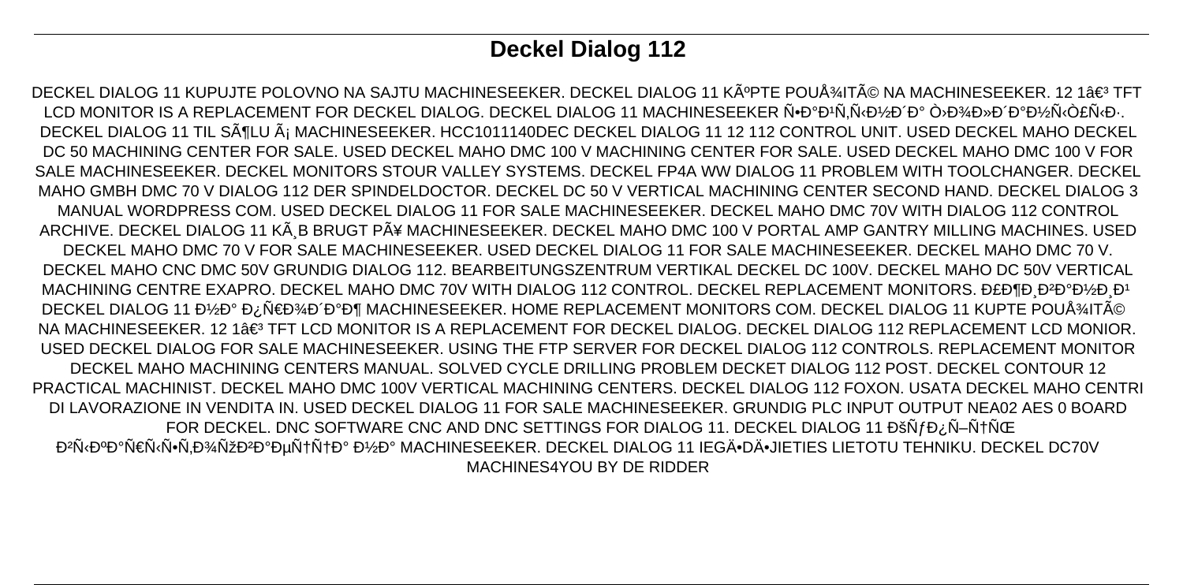# Deckel Dialog 112

DECKEL DIALOG 11 KUPUJTE POLOVNO NA SAJTU MACHINESEEKER. DECKEL DIALOG 11 KúPTE POUžITé NA MACHINESEEKER. 12 1â€³ TFT LCD MONITOR IS A REPLACEMENT FOR DECKEL DIALOG. DECKEL DIALOG 11 MACHINESEEKER Ñ•Đ°Đ¹Ñ,Ñ‹Đ½Đ´Đ° Ò›Đ¾Đ»Đ´Đ°Đ½Ñ‹Ò£Ñ‹Đ·. DECKEL DIALOG 11 TIL SöLU á MACHINESEEKER. HCC1011140DEC DECKEL DIALOG 11 12 112 CONTROL UNIT. USED DECKEL MAHO DECKEL DC 50 MACHINING CENTER FOR SALE. USED DECKEL MAHO DMC 100 V MACHINING CENTER FOR SALE. USED DECKEL MAHO DMC 100 V FOR SALE MACHINESEEKER. DECKEL MONITORS STOUR VALLEY SYSTEMS. DECKEL FP4A WW DIALOG 11 PROBLEM WITH TOOLCHANGER. DECKEL MAHO GMBH DMC 70 V DIALOG 112 DER SPINDELDOCTOR. DECKEL DC 50 V VERTICAL MACHINING CENTER SECOND HAND. DECKEL DIALOG 3 MANUAL WORDPRESS COM. USED DECKEL DIALOG 11 FOR SALE MACHINESEEKER. DECKEL MAHO DMC 70V WITH DIALOG 112 CONTROL ARCHIVE. DECKEL DIALOG 11 KÃ¸B BRUGT PÃ¥ MACHINESEEKER. DECKEL MAHO DMC 100 V PORTAL AMP GANTRY MILLING MACHINES. USED DECKEL MAHO DMC 70 V FOR SALE MACHINESEEKER. USED DECKEL DIALOG 11 FOR SALE MACHINESEEKER. DECKEL MAHO DMC 70 V. DECKEL MAHO CNC DMC 50V GRUNDIG DIALOG 112. BEARBEITUNGSZENTRUM VERTIKAL DECKEL DC 100V. DECKEL MAHO DC 50V VERTICAL MACHINING CENTRE EXAPRO. DECKEL MAHO DMC 70V WITH DIALOG 112 CONTROL. DECKEL REPLACEMENT MONITORS. Đ£Đ¶Đ¸Đ²Đ°Đ½Đ¸Đ¹ DECKEL DIALOG 11 Đ½Đ° Đ¿Ñ€Đ¾Đ´Đ°Đ¶ MACHINESEEKER. HOME REPLACEMENT MONITORS COM. DECKEL DIALOG 11 KUPTE POUžITé NA MACHINESEEKER. 12 1â€³ TFT LCD MONITOR IS A REPLACEMENT FOR DECKEL DIALOG. DECKEL DIALOG 112 REPLACEMENT LCD MONIOR. USED DECKEL DIALOG FOR SALE MACHINESEEKER. USING THE FTP SERVER FOR DECKEL DIALOG 112 CONTROLS. REPLACEMENT MONITOR DECKEL MAHO MACHINING CENTERS MANUAL. SOLVED CYCLE DRILLING PROBLEM DECKET DIALOG 112 POST. DECKEL CONTOUR 12 PRACTICAL MACHINIST. DECKEL MAHO DMC 100V VERTICAL MACHINING CENTERS. DECKEL DIALOG 112 FOXON. USATA DECKEL MAHO CENTRI DI LAVORAZIONE IN VENDITA IN. USED DECKEL DIALOG 11 FOR SALE MACHINESEEKER. GRUNDIG PLC INPUT OUTPUT NEA02 AES 0 BOARD FOR DECKEL. DNC SOFTWARE CNC AND DNC SETTINGS FOR DIALOG 11. DECKEL DIALOG 11 ĐšÑƒĐ¿Ñ–Ñ‚ÑŒ Đ²Ñ‹ĐºĐ°Ñ€Ñ‹Ñ•Ñ,Đ¾ÑžĐ²Đ°ĐµÑ†Ñ†Đ° Đ½Đ° MACHINESEEKER. DECKEL DIALOG 11 IEGÄ•DÄ•JIETIES LIETOTU TEHNIKU. DECKEL DC70V MACHINES4YOU BY DE RIDDER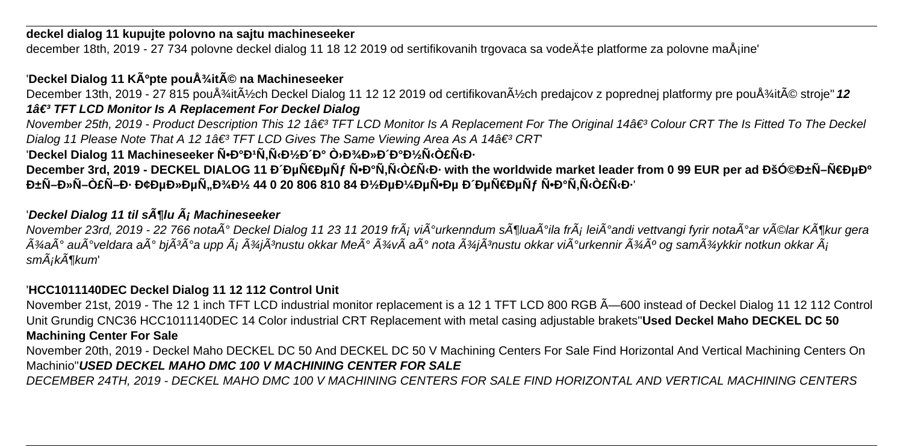**deckel dialog 11 kupujte polovno na sajtu machineseeker**

december 18th, 2019 - 27 734 polovne deckel dialog 11 18 12 2019 od sertifikovanih trgovaca sa vodeÄ‡e platforme za polovne maÅ¡ine'

'**Deckel Dialog 11 KÃºpte pouÅ¾itÃ© na Machineseeker**

December 13th, 2019 - 27 815 pouÅ¾itÃ½ch Deckel Dialog 11 12 12 2019 od certifikovanÃ½ch predajcov z poprednej platformy pre pouÅ¾itÃ© stroje''***12 1â€³ TFT LCD Monitor Is A Replacement For Deckel Dialog***

*November 25th, 2019 - Product Description This 12 1â€³ TFT LCD Monitor Is A Replacement For The Original 14â€³ Colour CRT The Is Fitted To The Deckel Dialog 11 Please Note That A 12 1â€³ TFT LCD Gives The Same Viewing Area As A 14â€³ CRT*'

'**Deckel Dialog 11 Machineseeker Ñ•Ð°Ð¹Ñ‚Ñ‹Ð½Ð´Ð° Ò›Ð¾Ð»Ð´Ð°Ð½Ñ‹Ð»Ò£Ñ‹Ð·**

**December 3rd, 2019 - DECKEL DIALOG 11 Ð´ÐµÑ€ÐµÑƒ Ñ•Ð°Ñ‚Ñ‹Ò£Ñ‹Ð· with the worldwide market leader from 0 99 EUR per ad ÐšÓ©Ð±Ñ–Ñ€ÐµÐº Ð±Ñ–Ð»Ñ–Ò£Ñ–Ð· Ð¢ÐµÐ»ÐµÑ„Ð¾Ð½ 44 0 20 806 810 84 Ð½ÐµÐ¼ÐµÑ•Ðµ Ð´ÐµÑ€ÐµÑƒ Ñ•Ð°Ñ‚Ñ‹Ò£Ñ‹Ð·**'

'***Deckel Dialog 11 til sÃ¶lu Ã¡ Machineseeker***

*November 23rd, 2019 - 22 766 notaÃ° Deckel Dialog 11 23 11 2019 frÃ¡ viÃ°urkenndum sÃ¶luaÃ°ila frÃ¡ leiÃ°andi vettvangi fyrir notaÃ°ar vÃ©lar KÃ¶kur gera Ã¾aÃ° auÃ°veldara aÃ° bjÃ³Ã°a upp Ã¡ Ã¾jÃ³nustu okkar MeÃ° Ã¾vÃ aÃ° nota Ã¾jÃ³nustu okkar viÃ°urkennir Ã¾Ãº og samÃ¾ykkir notkun okkar Ã¡ smÃ¡kÃ¶kum*'

'**HCC1011140DEC Deckel Dialog 11 12 112 Control Unit**

November 21st, 2019 - The 12 1 inch TFT LCD industrial monitor replacement is a 12 1 TFT LCD 800 RGB Ã—600 instead of Deckel Dialog 11 12 112 Control Unit Grundig CNC36 HCC1011140DEC 14 Color industrial CRT Replacement with metal casing adjustable brakets''**Used Deckel Maho DECKEL DC 50 Machining Center For Sale**

November 20th, 2019 - Deckel Maho DECKEL DC 50 And DECKEL DC 50 V Machining Centers For Sale Find Horizontal And Vertical Machining Centers On Machinio''***USED DECKEL MAHO DMC 100 V MACHINING CENTER FOR SALE***

*DECEMBER 24TH, 2019 - DECKEL MAHO DMC 100 V MACHINING CENTERS FOR SALE FIND HORIZONTAL AND VERTICAL MACHINING CENTERS*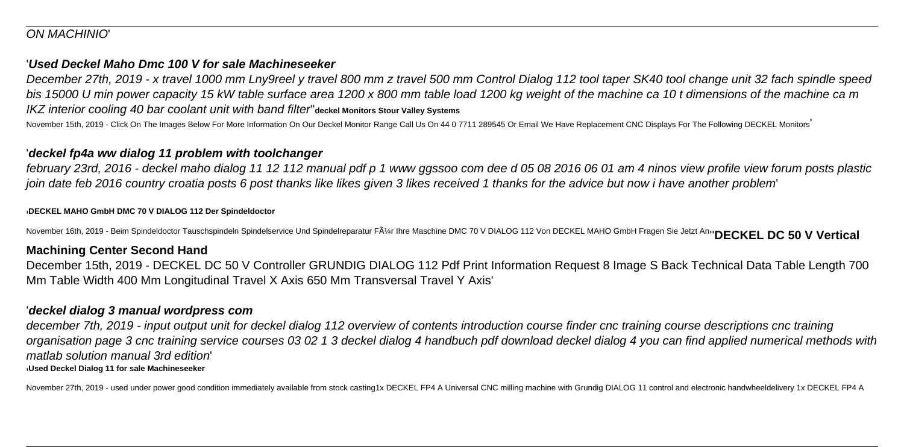ON MACHINIO'

'**Used Deckel Maho Dmc 100 V for sale Machineseeker**

*December 27th, 2019 - x travel 1000 mm Lny9reel y travel 800 mm z travel 500 mm Control Dialog 112 tool taper SK40 tool change unit 32 fach spindle speed bis 15000 U min power capacity 15 kW table surface area 1200 x 800 mm table load 1200 kg weight of the machine ca 10 t dimensions of the machine ca m IKZ interior cooling 40 bar coolant unit with band filter*''**deckel Monitors Stour Valley Systems**

November 15th, 2019 - Click On The Images Below For More Information On Our Deckel Monitor Range Call Us On 44 0 7711 289545 Or Email We Have Replacement CNC Displays For The Following DECKEL Monitors'

'**deckel fp4a ww dialog 11 problem with toolchanger**

*february 23rd, 2016 - deckel maho dialog 11 12 112 manual pdf p 1 www ggssoo com dee d 05 08 2016 06 01 am 4 ninos view profile view forum posts plastic join date feb 2016 country croatia posts 6 post thanks like likes given 3 likes received 1 thanks for the advice but now i have another problem*'

'**DECKEL MAHO GmbH DMC 70 V DIALOG 112 Der Spindeldoctor**

November 16th, 2019 - Beim Spindeldoctor Tauschspindeln Spindelservice Und Spindelreparatur FÃ¼r Ihre Maschine DMC 70 V DIALOG 112 Von DECKEL MAHO GmbH Fragen Sie Jetzt An''**DECKEL DC 50 V Vertical Machining Center Second Hand**

December 15th, 2019 - DECKEL DC 50 V Controller GRUNDIG DIALOG 112 Pdf Print Information Request 8 Image S Back Technical Data Table Length 700 Mm Table Width 400 Mm Longitudinal Travel X Axis 650 Mm Transversal Travel Y Axis'

'**deckel dialog 3 manual wordpress com**

*december 7th, 2019 - input output unit for deckel dialog 112 overview of contents introduction course finder cnc training course descriptions cnc training organisation page 3 cnc training service courses 03 02 1 3 deckel dialog 4 handbuch pdf download deckel dialog 4 you can find applied numerical methods with matlab solution manual 3rd edition*'

'**Used Deckel Dialog 11 for sale Machineseeker**

November 27th, 2019 - used under power good condition immediately available from stock casting1x DECKEL FP4 A Universal CNC milling machine with Grundig DIALOG 11 control and electronic handwheeldelivery 1x DECKEL FP4 A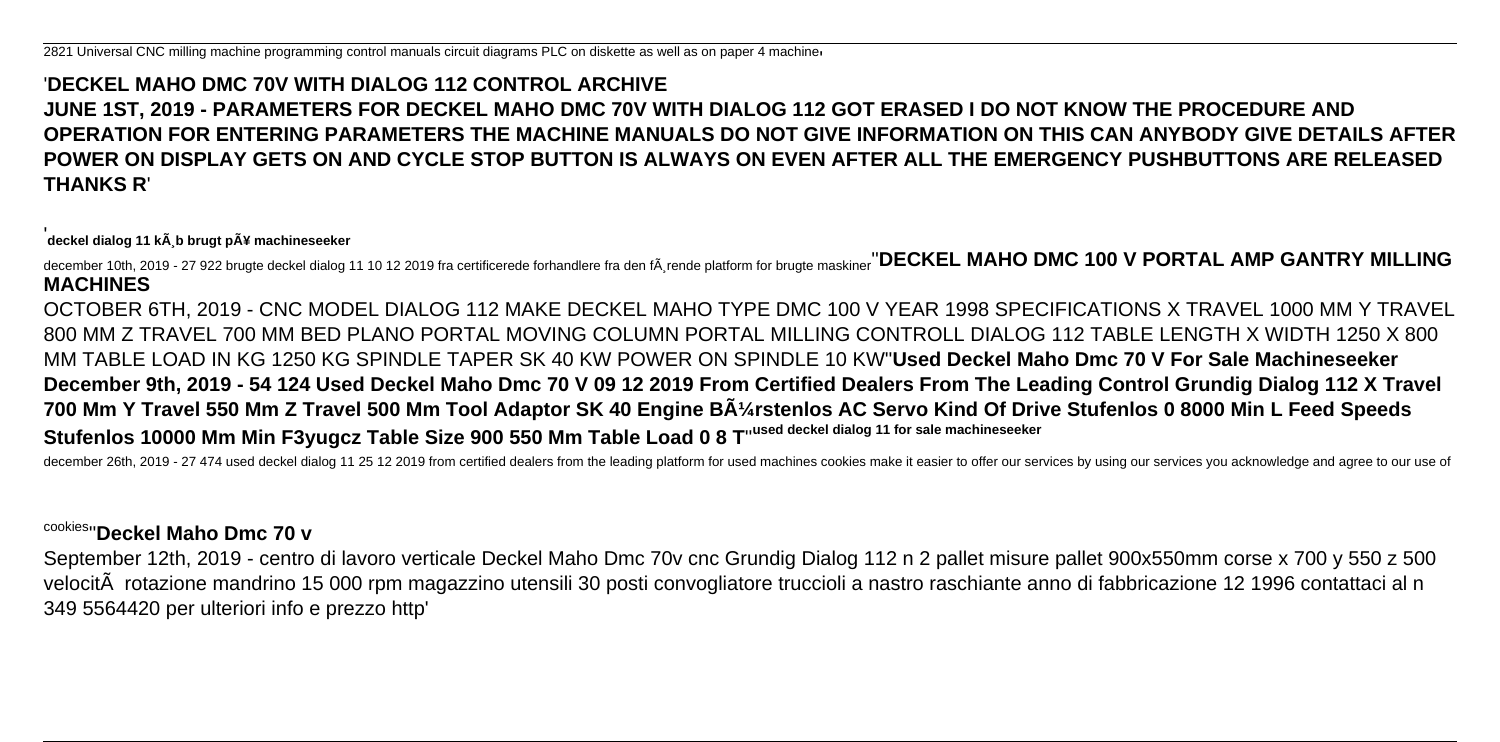2821 Universal CNC milling machine programming control manuals circuit diagrams PLC on diskette as well as on paper 4 machine'

'**DECKEL MAHO DMC 70V WITH DIALOG 112 CONTROL ARCHIVE**
**JUNE 1ST, 2019 - PARAMETERS FOR DECKEL MAHO DMC 70V WITH DIALOG 112 GOT ERASED I DO NOT KNOW THE PROCEDURE AND OPERATION FOR ENTERING PARAMETERS THE MACHINE MANUALS DO NOT GIVE INFORMATION ON THIS CAN ANYBODY GIVE DETAILS AFTER POWER ON DISPLAY GETS ON AND CYCLE STOP BUTTON IS ALWAYS ON EVEN AFTER ALL THE EMERGENCY PUSHBUTTONS ARE RELEASED THANKS R**'

'**deckel dialog 11 kÃ¸b brugt pÃ¥ machineseeker**

december 10th, 2019 - 27 922 brugte deckel dialog 11 10 12 2019 fra certificerede forhandlere fra den fÃ¸rende platform for brugte maskiner''**DECKEL MAHO DMC 100 V PORTAL AMP GANTRY MILLING MACHINES**

OCTOBER 6TH, 2019 - CNC MODEL DIALOG 112 MAKE DECKEL MAHO TYPE DMC 100 V YEAR 1998 SPECIFICATIONS X TRAVEL 1000 MM Y TRAVEL 800 MM Z TRAVEL 700 MM BED PLANO PORTAL MOVING COLUMN PORTAL MILLING CONTROLL DIALOG 112 TABLE LENGTH X WIDTH 1250 X 800 MM TABLE LOAD IN KG 1250 KG SPINDLE TAPER SK 40 KW POWER ON SPINDLE 10 KW''**Used Deckel Maho Dmc 70 V For Sale Machineseeker December 9th, 2019 - 54 124 Used Deckel Maho Dmc 70 V 09 12 2019 From Certified Dealers From The Leading Control Grundig Dialog 112 X Travel 700 Mm Y Travel 550 Mm Z Travel 500 Mm Tool Adaptor SK 40 Engine BÃ¼rstenlos AC Servo Kind Of Drive Stufenlos 0 8000 Min L Feed Speeds Stufenlos 10000 Mm Min F3yugcz Table Size 900 550 Mm Table Load 0 8 T**''**used deckel dialog 11 for sale machineseeker**

december 26th, 2019 - 27 474 used deckel dialog 11 25 12 2019 from certified dealers from the leading platform for used machines cookies make it easier to offer our services by using our services you acknowledge and agree to our use of cookies''**Deckel Maho Dmc 70 v**

September 12th, 2019 - centro di lavoro verticale Deckel Maho Dmc 70v cnc Grundig Dialog 112 n 2 pallet misure pallet 900x550mm corse x 700 y 550 z 500 velocitÃ rotazione mandrino 15 000 rpm magazzino utensili 30 posti convogliatore trucioli a nastro raschiante anno di fabbricazione 12 1996 contattaci al n 349 5564420 per ulteriori info e prezzo http'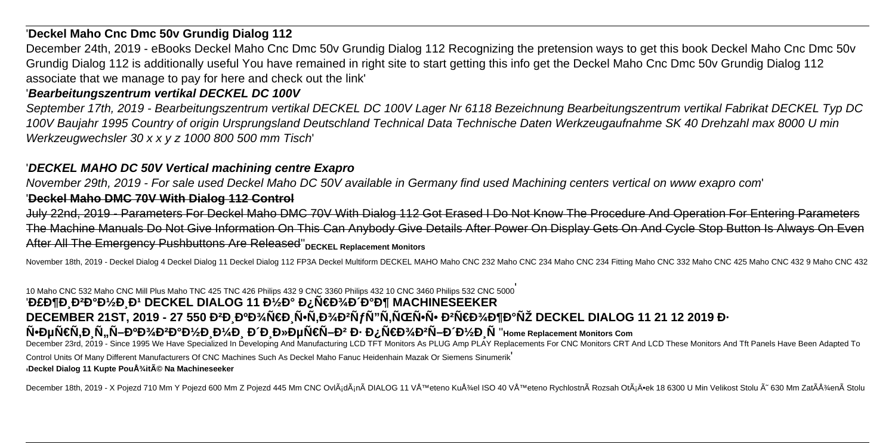## 'Deckel Maho Cnc Dmc 50v Grundig Dialog 112

December 24th, 2019 - eBooks Deckel Maho Cnc Dmc 50v Grundig Dialog 112 Recognizing the pretension ways to get this book Deckel Maho Cnc Dmc 50v Grundig Dialog 112 is additionally useful You have remained in right site to start getting this info get the Deckel Maho Cnc Dmc 50v Grundig Dialog 112 associate that we manage to pay for here and check out the link'

## '*Bearbeitungszentrum vertikal DECKEL DC 100V*

*September 17th, 2019 - Bearbeitungszentrum vertikal DECKEL DC 100V Lager Nr 6118 Bezeichnung Bearbeitungszentrum vertikal Fabrikat DECKEL Typ DC 100V Baujahr 1995 Country of origin Ursprungsland Deutschland Technical Data Technische Daten Werkzeugaufnahme SK 40 Drehzahl max 8000 U min Werkzeugwechsler 30 x x y z 1000 800 500 mm Tisch*'

## '*DECKEL MAHO DC 50V Vertical machining centre Exapro*

*November 29th, 2019 - For sale used Deckel Maho DC 50V available in Germany find used Machining centers vertical on www exapro com*'

## '~~Deckel Maho DMC 70V With Dialog 112 Control~~

~~July 22nd, 2019 - Parameters For Deckel Maho DMC 70V With Dialog 112 Got Erased I Do Not Know The Procedure And Operation For Entering Parameters The Machine Manuals Do Not Give Information On This Can Anybody Give Details After Power On Display Gets On And Cycle Stop Button Is Always On Even After All The Emergency Pushbuttons Are Released~~''**DECKEL Replacement Monitors**

November 18th, 2019 - Deckel Dialog 4 Deckel Dialog 11 Deckel Dialog 112 FP3A Deckel Multiform DECKEL MAHO Maho CNC 232 Maho CNC 234 Maho CNC 234 Fitting Maho CNC 332 Maho CNC 425 Maho CNC 432 9 Maho CNC 432 10 Maho CNC 532 Maho CNC Mill Plus Maho TNC 425 TNC 426 Philips 432 9 CNC 3360 Philips 432 10 CNC 3460 Philips 532 CNC 5000'

## 'Ð£Ð¶Ð¸Ð²Ð°Ð½Ð¸Ð¹ DECKEL DIALOG 11 Ð½Ð° Ð¿Ñ€Ð¾Ð´Ð°Ð¶ MACHINESEEKER

## DECEMBER 21ST, 2019 - 27 550 Ð²Ð¸Ð·Ð½Ð°Ð½Ð¸Ñ… Ð¾Ð³Ð¾Ð»Ð¾ÑˆÐµÐ½ÑŒ Ð¿Ñ€Ð¾ Ð²Ð¸ÐºÐ¾Ñ€Ð¸ÑÑ‚Ð°Ð½Ñ– DECKEL DIALOG 11 21 12 2019 Ð· Ñ•ÐµÑ€Ñ‚Ð¸Ñ„Ñ–ÐºÐ¾Ð²Ð°Ð½Ð¸Ð¼Ð¸ Ð´Ð¸Ð»ÐµÑ€Ñ–Ð² Ð· Ð¿Ñ€Ð¾Ð²Ñ–Ð´Ð½Ð¸Ñ ''**Home Replacement Monitors Com**

December 23rd, 2019 - Since 1995 We Have Specialized In Developing And Manufacturing LCD TFT Monitors As PLUG Amp PLAY Replacements For CNC Monitors CRT And LCD These Monitors And Tft Panels Have Been Adapted To Control Units Of Many Different Manufacturers Of CNC Machines Such As Deckel Maho Fanuc Heidenhain Mazak Or Siemens Sinumerik'

'**Deckel Dialog 11 Kupte PouÅ¾itÃ© Na Machineseeker**

December 18th, 2019 - X Pojezd 710 Mm Y Pojezd 600 Mm Z Pojezd 445 Mm CNC OvlÃ¡dÃ¡nÃ­ DIALOG 11 VÅ™eteno KuÅ¾el ISO 40 VÅ™eteno RychlostnÃ­ Rozsah OtÃ¡Äek 18 6300 U Min Velikost Stolu Ã˜ 630 Mm ZatÃ­Å¾enÃ­ Stolu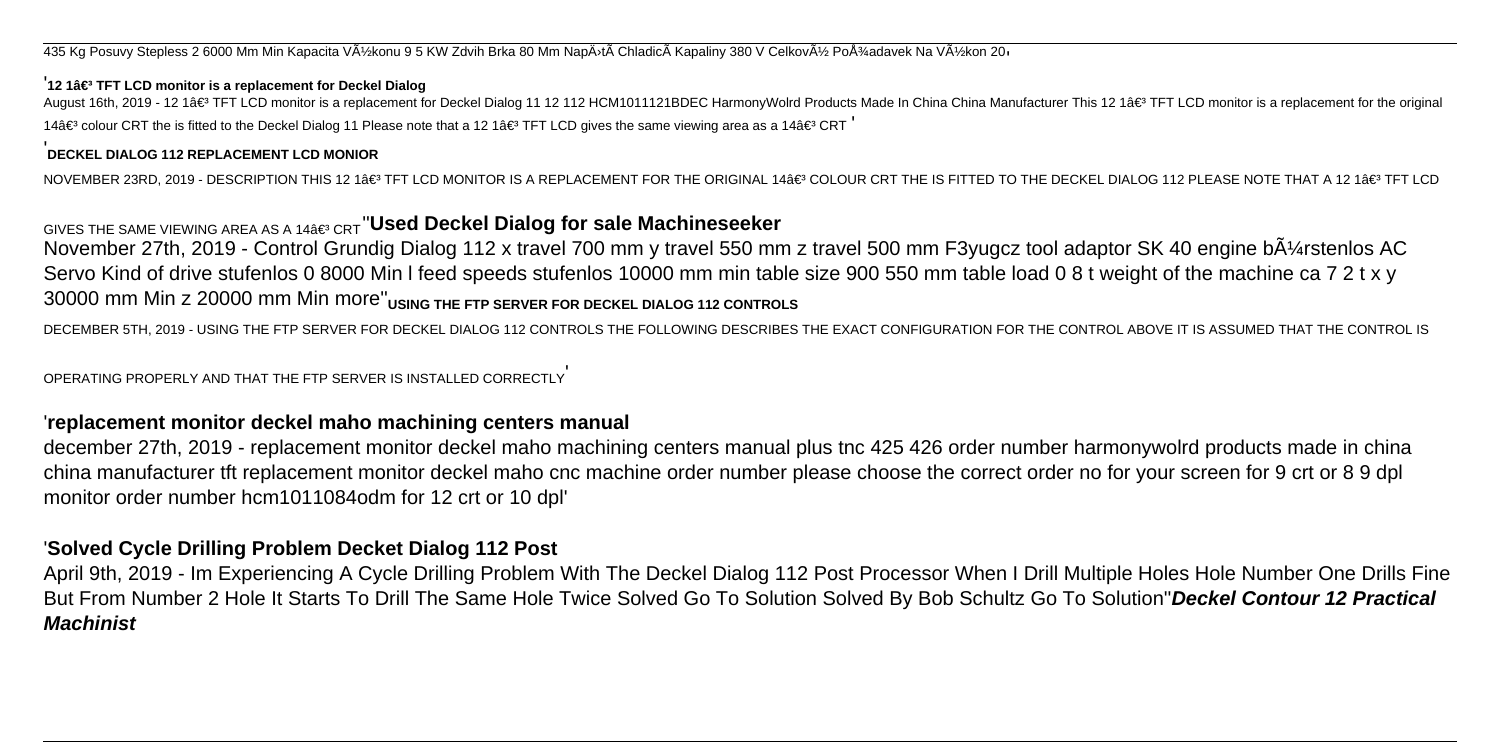435 Kg Posuvy Stepless 2 6000 Mm Min Kapacita VÃ½konu 9 5 KW Zdvih Brka 80 Mm NapÄ›tÃ­ ChladicÃ­ Kapaliny 380 V CelkovÃ½ PoÅ¾adavek Na VÃ½kon 20'

'**12 1â€³ TFT LCD monitor is a replacement for Deckel Dialog**

August 16th, 2019 - 12 1â€³ TFT LCD monitor is a replacement for Deckel Dialog 11 12 112 HCM1011121BDEC HarmonyWolrd Products Made In China China Manufacturer This 12 1â€³ TFT LCD monitor is a replacement for the original 14â€³ colour CRT the is fitted to the Deckel Dialog 11 Please note that a 12 1â€³ TFT LCD gives the same viewing area as a 14â€³ CRT '

'**DECKEL DIALOG 112 REPLACEMENT LCD MONIOR**

NOVEMBER 23RD, 2019 - DESCRIPTION THIS 12 1â€³ TFT LCD MONITOR IS A REPLACEMENT FOR THE ORIGINAL 14â€³ COLOUR CRT THE IS FITTED TO THE DECKEL DIALOG 112 PLEASE NOTE THAT A 12 1â€³ TFT LCD GIVES THE SAME VIEWING AREA AS A 14â€³ CRT''**Used Deckel Dialog for sale Machineseeker**

November 27th, 2019 - Control Grundig Dialog 112 x travel 700 mm y travel 550 mm z travel 500 mm F3yugcz tool adaptor SK 40 engine bÃ¼rstenlos AC Servo Kind of drive stufenlos 0 8000 Min l feed speeds stufenlos 10000 mm min table size 900 550 mm table load 0 8 t weight of the machine ca 7 2 t x y 30000 mm Min z 20000 mm Min more''**USING THE FTP SERVER FOR DECKEL DIALOG 112 CONTROLS**

DECEMBER 5TH, 2019 - USING THE FTP SERVER FOR DECKEL DIALOG 112 CONTROLS THE FOLLOWING DESCRIBES THE EXACT CONFIGURATION FOR THE CONTROL ABOVE IT IS ASSUMED THAT THE CONTROL IS OPERATING PROPERLY AND THAT THE FTP SERVER IS INSTALLED CORRECTLY'

'**replacement monitor deckel maho machining centers manual**

december 27th, 2019 - replacement monitor deckel maho machining centers manual plus tnc 425 426 order number harmonywolrd products made in china china manufacturer tft replacement monitor deckel maho cnc machine order number please choose the correct order no for your screen for 9 crt or 8 9 dpl monitor order number hcm1011084odm for 12 crt or 10 dpl'

'**Solved Cycle Drilling Problem Decket Dialog 112 Post**

April 9th, 2019 - Im Experiencing A Cycle Drilling Problem With The Deckel Dialog 112 Post Processor When I Drill Multiple Holes Hole Number One Drills Fine But From Number 2 Hole It Starts To Drill The Same Hole Twice Solved Go To Solution Solved By Bob Schultz Go To Solution''***Deckel Contour 12 Practical Machinist***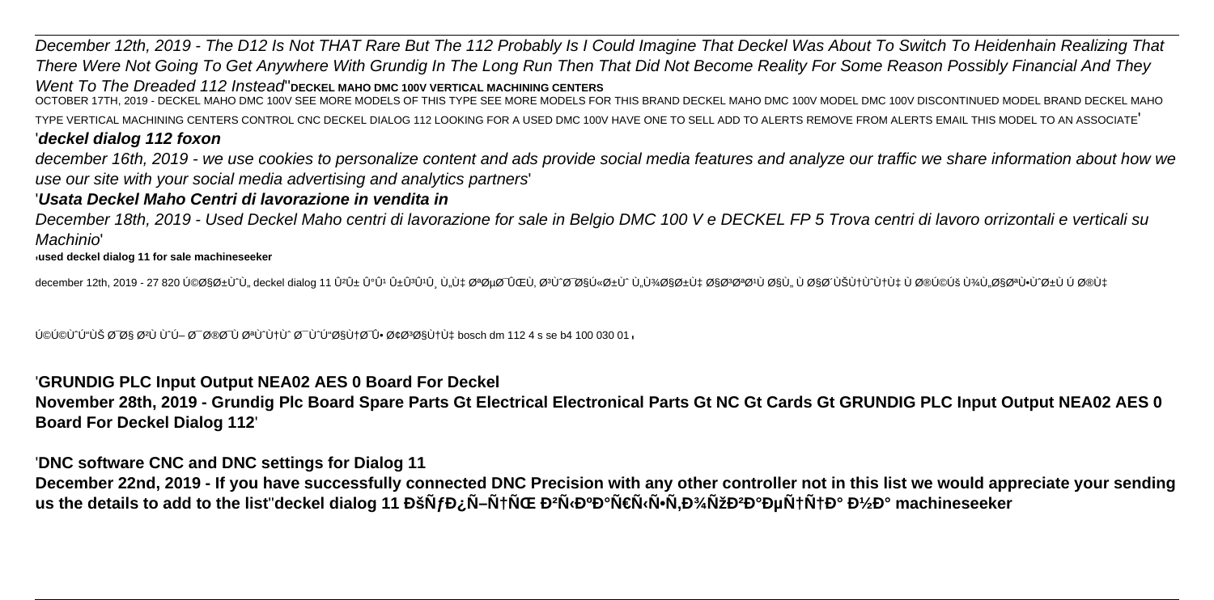*December 12th, 2019 - The D12 Is Not THAT Rare But The 112 Probably Is I Could Imagine That Deckel Was About To Switch To Heidenhain Realizing That There Were Not Going To Get Anywhere With Grundig In The Long Run Then That Did Not Become Reality For Some Reason Possibly Financial And They Went To The Dreaded 112 Instead*''**DECKEL MAHO DMC 100V VERTICAL MACHINING CENTERS**

OCTOBER 17TH, 2019 - DECKEL MAHO DMC 100V SEE MORE MODELS OF THIS TYPE SEE MORE MODELS FOR THIS BRAND DECKEL MAHO DMC 100V MODEL DMC 100V DISCONTINUED MODEL BRAND DECKEL MAHO TYPE VERTICAL MACHINING CENTERS CONTROL CNC DECKEL DIALOG 112 LOOKING FOR A USED DMC 100V HAVE ONE TO SELL ADD TO ALERTS REMOVE FROM ALERTS EMAIL THIS MODEL TO AN ASSOCIATE'

'***deckel dialog 112 foxon***

*december 16th, 2019 - we use cookies to personalize content and ads provide social media features and analyze our traffic we share information about how we use our site with your social media advertising and analytics partners*'

'***Usata Deckel Maho Centri di lavorazione in vendita in***

*December 18th, 2019 - Used Deckel Maho centri di lavorazione for sale in Belgio DMC 100 V e DECKEL FP 5 Trova centri di lavoro orrizontali e verticali su Machinio*'

'**used deckel dialog 11 for sale machineseeker**

december 12th, 2019 - 27 820 Ú©Ø§Ø±Ù^Ù„ deckel dialog 11 Û²Û± Û°Û¹ Û±Û³Û¹Û¸ Ù„Ù‡ ØªØµØ¯ÛŒÙ‚ Ø³Ù^Ø¯Ø§Ú«Ø±Ù^ Ù„Ù¾Ø§Ø±Ù‡ Ø§Ø³ØªØ¹Ù Ø§Ù„ Ù Ø§Ø´ÙŠÙ†Ù^Ù†Ù‡ Ù Ø®Ú©Ú Ù¾Ù„Ø§ØªÙ•Ù^Ø±Ù Ú Ø®Ù‡

Ú©Ú©Ù^Ú"ÙŠ Ø¯Ø§ Ø²Ù Ù^Ú– Ø¯Ø®Ø¯Ù ØªÙ^Ù†Ù^ Ø¯Ù^Ú"Ø§Ù†Ø¯Û• Ø¢Ø³Ø§Ù†Ù‡ bosch dm 112 4 s se b4 100 030 01'

'**GRUNDIG PLC Input Output NEA02 AES 0 Board For Deckel**

**November 28th, 2019 - Grundig Plc Board Spare Parts Gt Electrical Electronical Parts Gt NC Gt Cards Gt GRUNDIG PLC Input Output NEA02 AES 0 Board For Deckel Dialog 112**'

'**DNC software CNC and DNC settings for Dialog 11**

**December 22nd, 2019 - If you have successfully connected DNC Precision with any other controller not in this list we would appreciate your sending us the details to add to the list**''**deckel dialog 11 ĐšÑƒĐ¿Ñ–Ñ†ÑŒ Đ²Ñ‹ĐºĐ°Ñ€Ñ‹Ñ•Ñ‚Đ¾ÑžĐ²Đ°ĐµÑ†Ñ†Đ° Đ½Đ° machineseeker**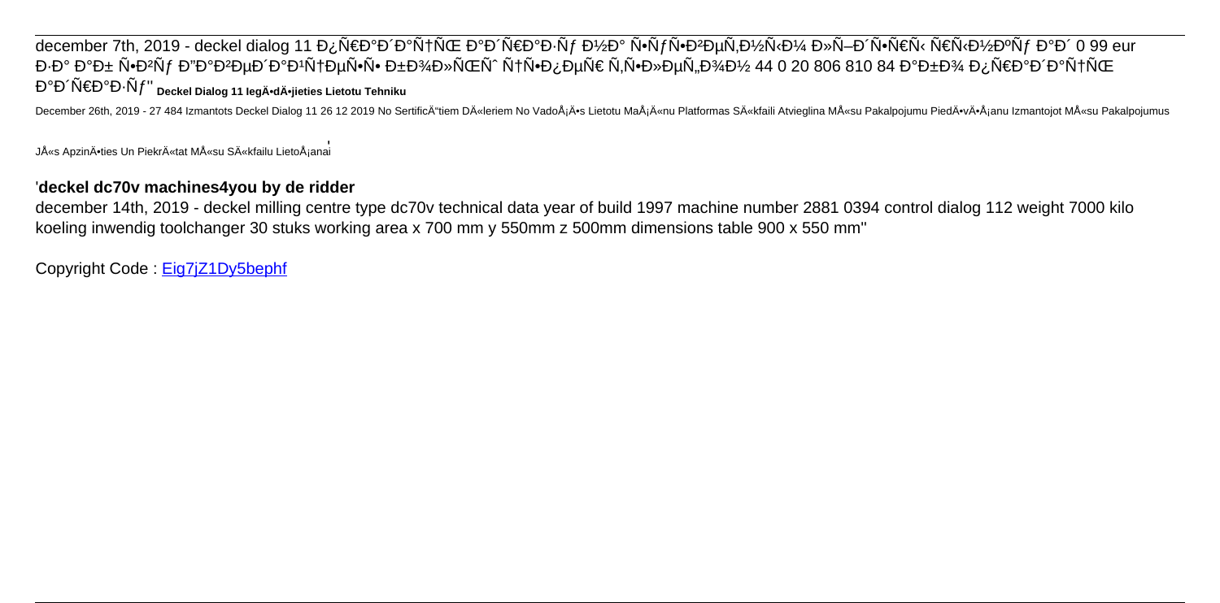december 7th, 2019 - deckel dialog 11 Ð¿Ñ€Ð°Ð´Ð°Ñ†ÑŒ Ð°Ð´Ñ€Ð°Ð·Ñƒ Ð½Ð° Ñ•ÑƒÑ•Ð²ÐµÑ‚Ð½Ñ‹Ð¼ Ð»Ñ–Ð´Ñ•Ñ€Ñ‹ Ñ€Ñ‹Ð½ÐºÑƒ Ð°Ð´ 0 99 eur Ð·Ð° Ð°Ð± Ñ•Ð²Ñƒ Ð"Ð°Ð²ÐµÐ´Ð°Ð¹Ñ†ÐµÑ•Ñ• Ð±Ð¾Ð»ÑŒÑˆ Ñ†Ñ•Ð¿ÐµÑ€ Ñ‚Ñ•Ð»ÐµÑ„Ð¾Ð½ 44 0 20 806 810 84 Ð°Ð±Ð¾ Ð¿Ñ€Ð°Ð´Ð°Ñ†ÑŒ Ð°Ð´Ñ€Ð°Ð·Ñƒ'' **Deckel Dialog 11 legÄ•dÄ•jieties Lietotu Tehniku**

December 26th, 2019 - 27 484 Izmantots Deckel Dialog 11 26 12 2019 No SertificÄ"tiem DÄ«leriem No VadoÅ¡Ä•s Lietotu MaÅ¡Ä«nu Platformas SÄ«kfaili Atvieglina MÅ«su Pakalpojumu PiedÄ•vÄ•Å¡anu Izmantojot MÅ«su Pakalpojumus JÅ«s ApzinÄ•ties Un PiekrÄ«tat MÅ«su SÄ«kfailu LietoÅ¡anai'

'**deckel dc70v machines4you by de ridder**

december 14th, 2019 - deckel milling centre type dc70v technical data year of build 1997 machine number 2881 0394 control dialog 112 weight 7000 kilo koeling inwendig toolchanger 30 stuks working area x 700 mm y 550mm z 500mm dimensions table 900 x 550 mm''

Copyright Code : Eig7jZ1Dy5bephf